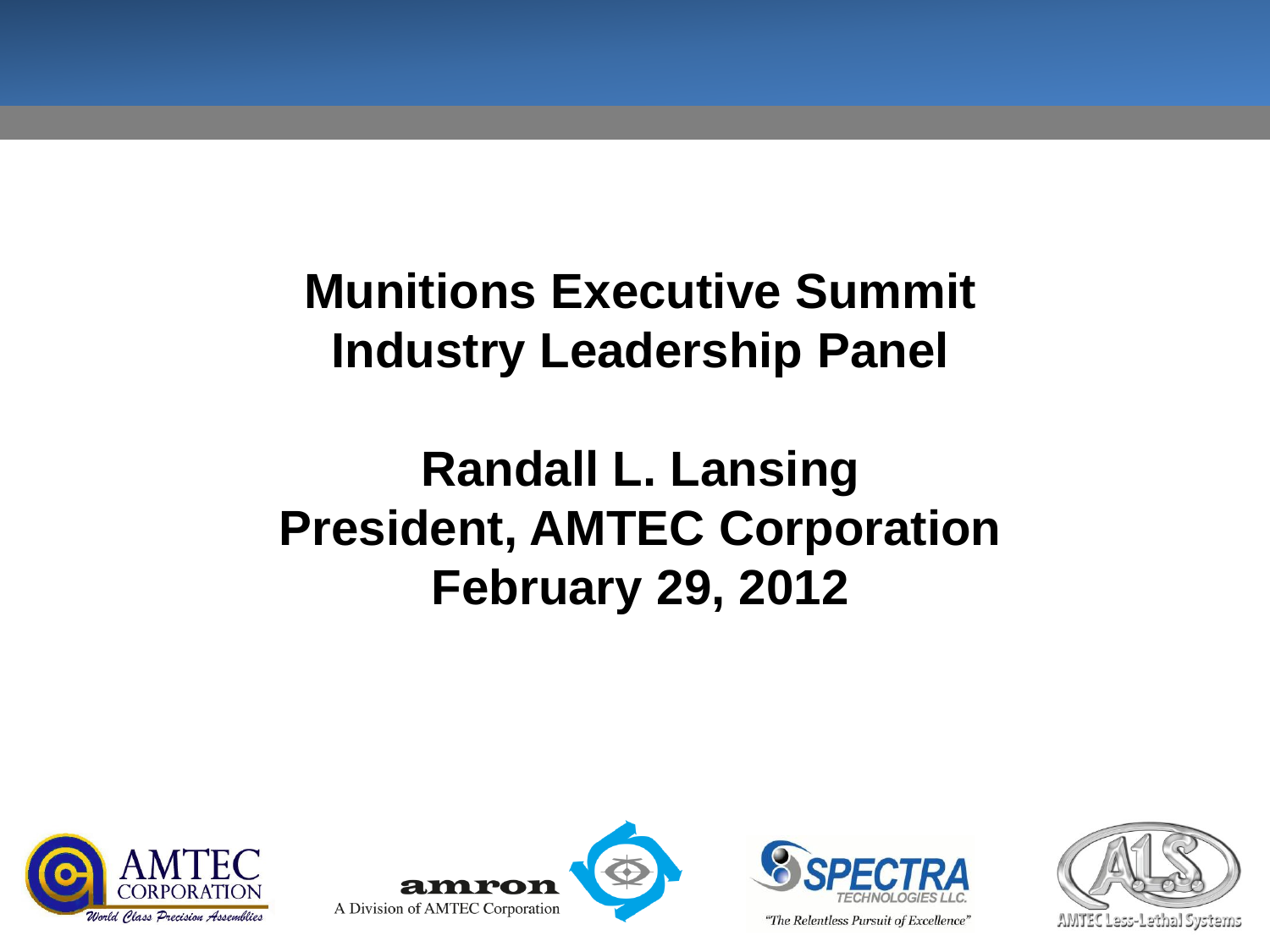# Munitions Executive Summit
# Industry Leadership Panel

## Randall L. Lansing
## President, AMTEC Corporation
## February 29, 2012

AMTEC CORPORATION
*World Class Precision Assemblies*

amron
A Division of AMTEC Corporation

SPECTRA TECHNOLOGIES LLC.
*"The Relentless Pursuit of Excellence"*

AMTEC Less-Lethal Systems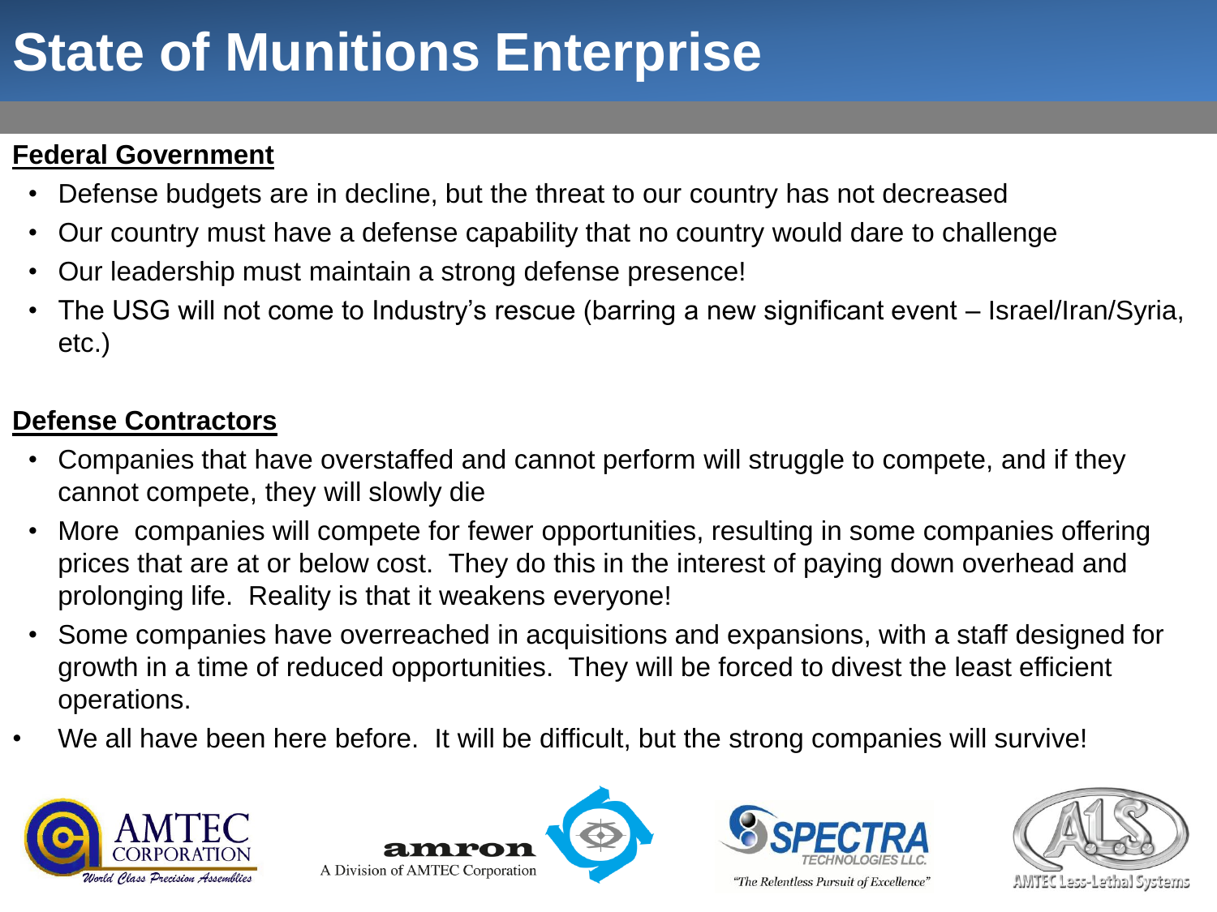# State of Munitions Enterprise

**Federal Government**

- Defense budgets are in decline, but the threat to our country has not decreased
- Our country must have a defense capability that no country would dare to challenge
- Our leadership must maintain a strong defense presence!
- The USG will not come to Industry's rescue (barring a new significant event – Israel/Iran/Syria, etc.)

**Defense Contractors**

- Companies that have overstaffed and cannot perform will struggle to compete, and if they cannot compete, they will slowly die
- More companies will compete for fewer opportunities, resulting in some companies offering prices that are at or below cost. They do this in the interest of paying down overhead and prolonging life. Reality is that it weakens everyone!
- Some companies have overreached in acquisitions and expansions, with a staff designed for growth in a time of reduced opportunities. They will be forced to divest the least efficient operations.
- We all have been here before. It will be difficult, but the strong companies will survive!

AMTEC CORPORATION *World Class Precision Assemblies*

amron A Division of AMTEC Corporation

SPECTRA TECHNOLOGIES LLC. *"The Relentless Pursuit of Excellence"*

ALS AMTEC Less-Lethal Systems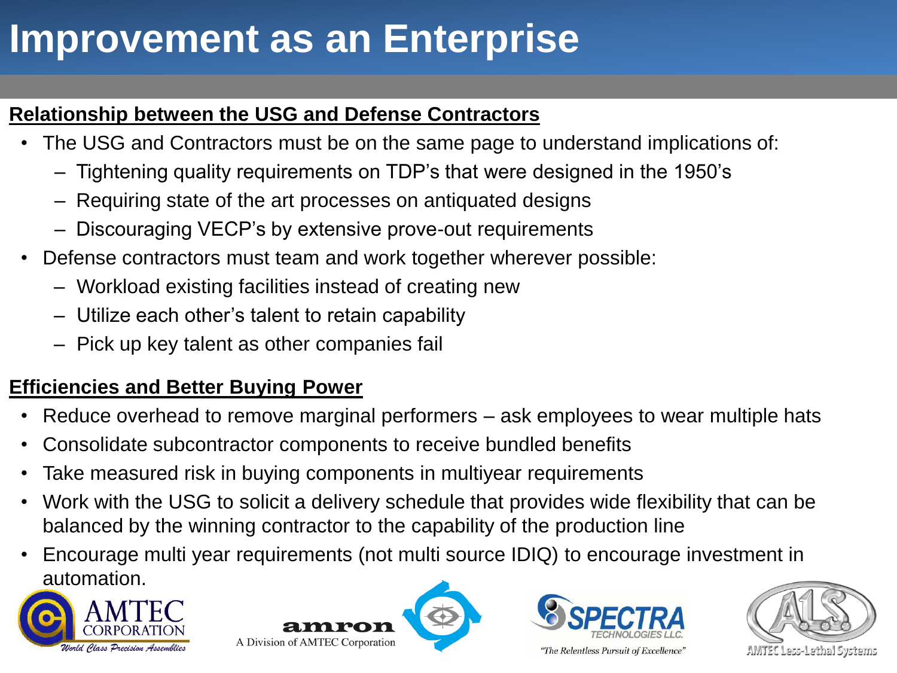# Improvement as an Enterprise

**Relationship between the USG and Defense Contractors**

- The USG and Contractors must be on the same page to understand implications of:
  - Tightening quality requirements on TDP's that were designed in the 1950's
  - Requiring state of the art processes on antiquated designs
  - Discouraging VECP's by extensive prove-out requirements
- Defense contractors must team and work together wherever possible:
  - Workload existing facilities instead of creating new
  - Utilize each other's talent to retain capability
  - Pick up key talent as other companies fail

**Efficiencies and Better Buying Power**

- Reduce overhead to remove marginal performers – ask employees to wear multiple hats
- Consolidate subcontractor components to receive bundled benefits
- Take measured risk in buying components in multiyear requirements
- Work with the USG to solicit a delivery schedule that provides wide flexibility that can be balanced by the winning contractor to the capability of the production line
- Encourage multi year requirements (not multi source IDIQ) to encourage investment in automation.

AMTEC CORPORATION *World Class Precision Assemblies*

amron A Division of AMTEC Corporation

SPECTRA TECHNOLOGIES LLC. *"The Relentless Pursuit of Excellence"*

ALS AMTEC Less-Lethal Systems